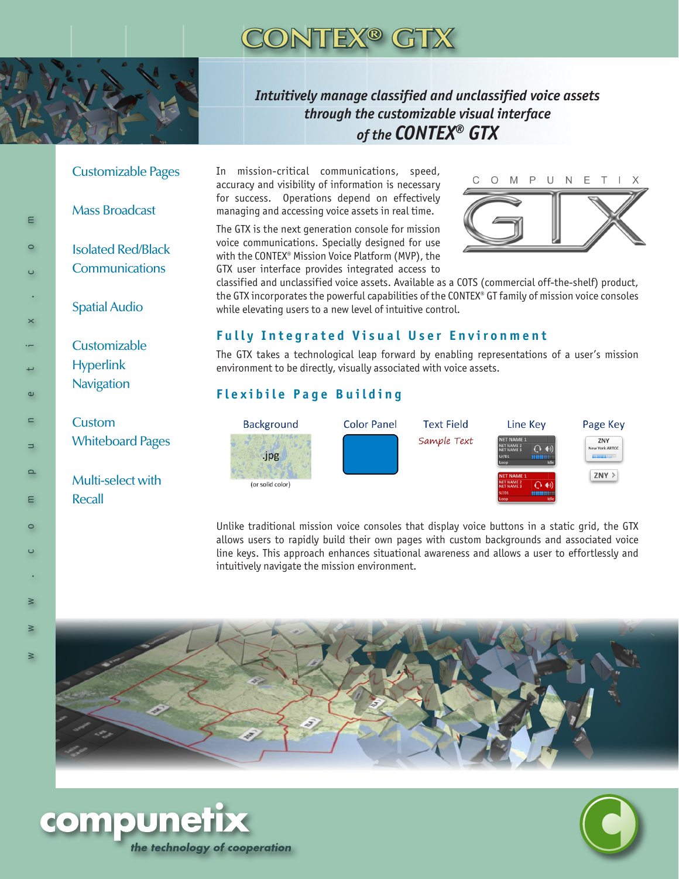# CONTEX® GTX

*Intuitively manage classified and unclassified voice assets through the customizable visual interface of the **CONTEX® GTX***

- Customizable Pages
- Mass Broadcast
- Isolated Red/Black Communications
- Spatial Audio
- Customizable Hyperlink Navigation
- Custom Whiteboard Pages
- Multi-select with Recall

In mission-critical communications, speed, accuracy and visibility of information is necessary for success. Operations depend on effectively managing and accessing voice assets in real time.

The GTX is the next generation console for mission voice communications. Specially designed for use with the CONTEX® Mission Voice Platform (MVP), the GTX user interface provides integrated access to classified and unclassified voice assets. Available as a COTS (commercial off-the-shelf) product, the GTX incorporates the powerful capabilities of the CONTEX® GT family of mission voice consoles while elevating users to a new level of intuitive control.

## Fully Integrated Visual User Environment

The GTX takes a technological leap forward by enabling representations of a user's mission environment to be directly, visually associated with voice assets.

## Flexibile Page Building

| Background | Color Panel | Text Field | Line Key | Page Key |
|---|---|---|---|---|
| .jpg (or solid color) | | Sample Text | | ZNY |

Unlike traditional mission voice consoles that display voice buttons in a static grid, the GTX allows users to rapidly build their own pages with custom backgrounds and associated voice line keys. This approach enhances situational awareness and allows a user to effortlessly and intuitively navigate the mission environment.

www.compunetix.com

compunetix
*the technology of cooperation*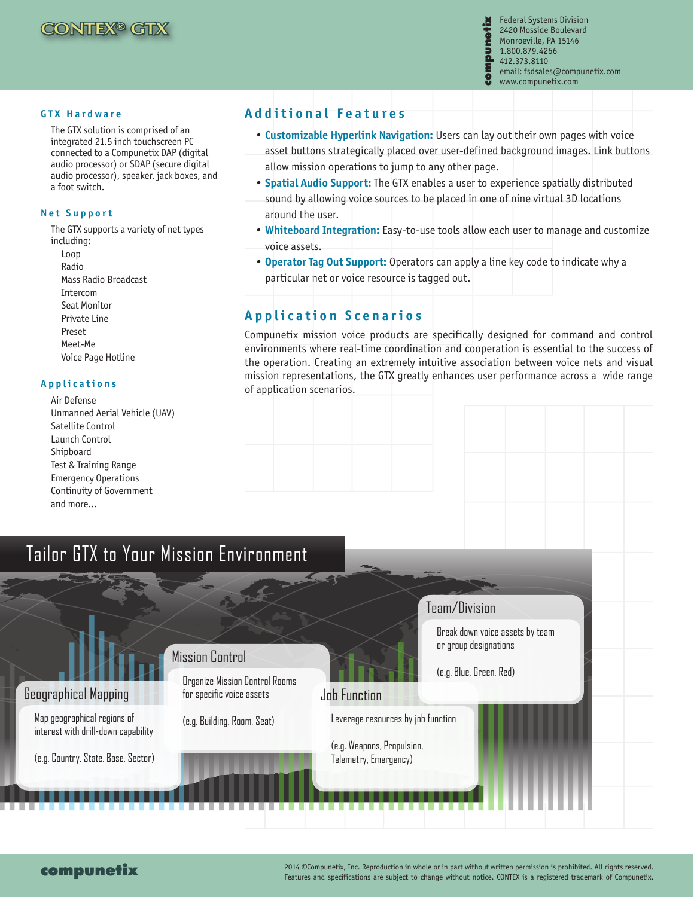# CONTEX® GTX

Federal Systems Division
2420 Mosside Boulevard
Monroeville, PA 15146
1.800.879.4266
412.373.8110
email: fsdsales@compunetix.com
www.compunetix.com

## GTX Hardware

The GTX solution is comprised of an integrated 21.5 inch touchscreen PC connected to a Compunetix DAP (digital audio processor) or SDAP (secure digital audio processor), speaker, jack boxes, and a foot switch.

## Net Support

The GTX supports a variety of net types including:

- Loop
- Radio
- Mass Radio Broadcast
- Intercom
- Seat Monitor
- Private Line
- Preset
- Meet-Me
- Voice Page Hotline

## Applications

- Air Defense
- Unmanned Aerial Vehicle (UAV)
- Satellite Control
- Launch Control
- Shipboard
- Test & Training Range
- Emergency Operations
- Continuity of Government
- and more...

## Additional Features

- **Customizable Hyperlink Navigation:** Users can lay out their own pages with voice asset buttons strategically placed over user-defined background images. Link buttons allow mission operations to jump to any other page.
- **Spatial Audio Support:** The GTX enables a user to experience spatially distributed sound by allowing voice sources to be placed in one of nine virtual 3D locations around the user.
- **Whiteboard Integration:** Easy-to-use tools allow each user to manage and customize voice assets.
- **Operator Tag Out Support:** Operators can apply a line key code to indicate why a particular net or voice resource is tagged out.

## Application Scenarios

Compunetix mission voice products are specifically designed for command and control environments where real-time coordination and cooperation is essential to the success of the operation. Creating an extremely intuitive association between voice nets and visual mission representations, the GTX greatly enhances user performance across a wide range of application scenarios.

## Tailor GTX to Your Mission Environment

### Geographical Mapping

Map geographical regions of interest with drill-down capability

(e.g. Country, State, Base, Sector)

### Mission Control

Organize Mission Control Rooms for specific voice assets

(e.g. Building, Room, Seat)

### Job Function

Leverage resources by job function

(e.g. Weapons, Propulsion, Telemetry, Emergency)

### Team/Division

Break down voice assets by team or group designations

(e.g. Blue, Green, Red)

compunetix

2014 ©Compunetix, Inc. Reproduction in whole or in part without written permission is prohibited. All rights reserved. Features and specifications are subject to change without notice. CONTEX is a registered trademark of Compunetix.